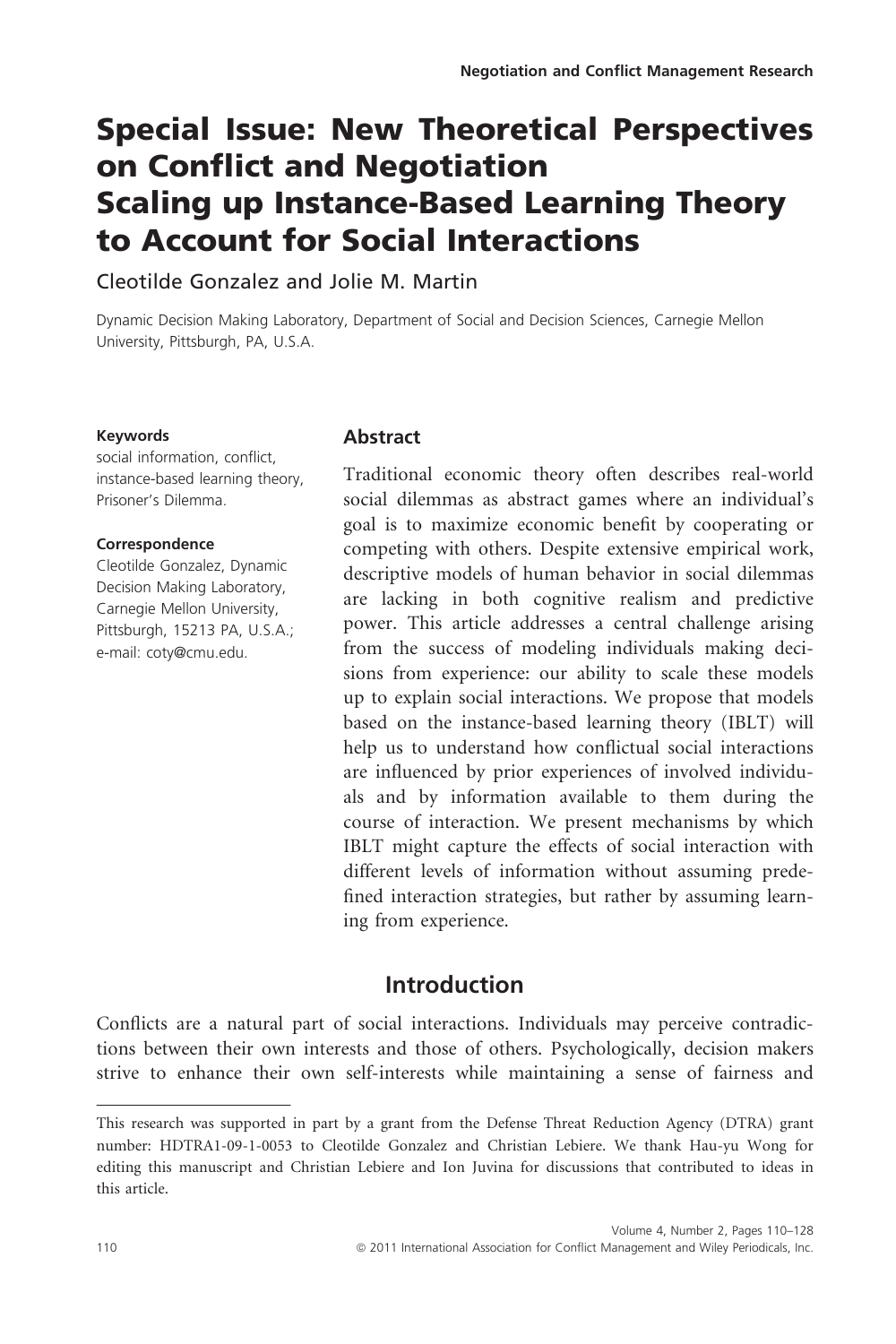# Special Issue: New Theoretical Perspectives on Conflict and Negotiation

# Scaling up Instance-Based Learning Theory to Account for Social Interactions

Cleotilde Gonzalez and Jolie M. Martin

Dynamic Decision Making Laboratory, Department of Social and Decision Sciences, Carnegie Mellon University, Pittsburgh, PA, U.S.A.

**Keywords**
social information, conflict, instance-based learning theory, Prisoner's Dilemma.

**Correspondence**
Cleotilde Gonzalez, Dynamic Decision Making Laboratory, Carnegie Mellon University, Pittsburgh, 15213 PA, U.S.A.; e-mail: coty@cmu.edu.

## Abstract

Traditional economic theory often describes real-world social dilemmas as abstract games where an individual's goal is to maximize economic benefit by cooperating or competing with others. Despite extensive empirical work, descriptive models of human behavior in social dilemmas are lacking in both cognitive realism and predictive power. This article addresses a central challenge arising from the success of modeling individuals making decisions from experience: our ability to scale these models up to explain social interactions. We propose that models based on the instance-based learning theory (IBLT) will help us to understand how conflictual social interactions are influenced by prior experiences of involved individuals and by information available to them during the course of interaction. We present mechanisms by which IBLT might capture the effects of social interaction with different levels of information without assuming predefined interaction strategies, but rather by assuming learning from experience.

## Introduction

Conflicts are a natural part of social interactions. Individuals may perceive contradictions between their own interests and those of others. Psychologically, decision makers strive to enhance their own self-interests while maintaining a sense of fairness and

---

This research was supported in part by a grant from the Defense Threat Reduction Agency (DTRA) grant number: HDTRA1-09-1-0053 to Cleotilde Gonzalez and Christian Lebiere. We thank Hau-yu Wong for editing this manuscript and Christian Lebiere and Ion Juvina for discussions that contributed to ideas in this article.

© 2011 International Association for Conflict Management and Wiley Periodicals, Inc.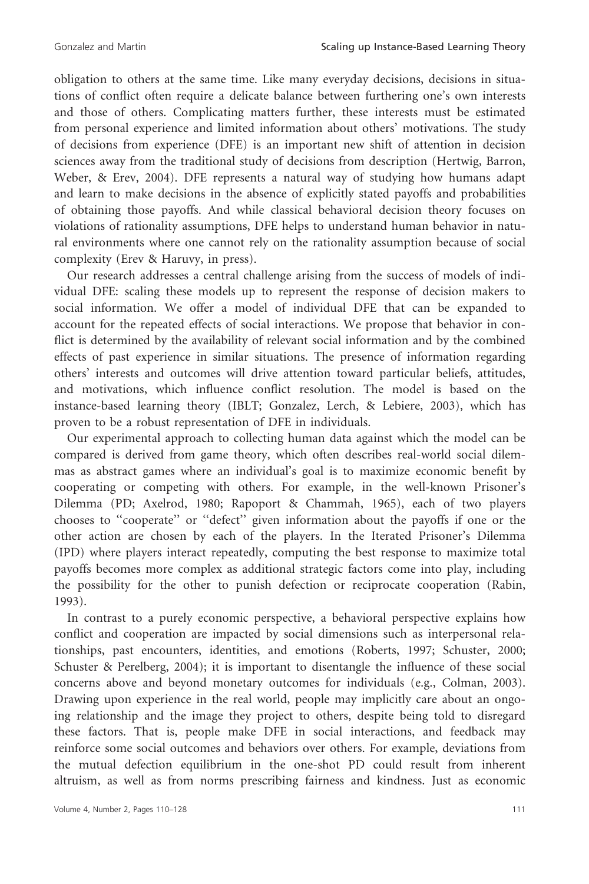obligation to others at the same time. Like many everyday decisions, decisions in situations of conflict often require a delicate balance between furthering one's own interests and those of others. Complicating matters further, these interests must be estimated from personal experience and limited information about others' motivations. The study of decisions from experience (DFE) is an important new shift of attention in decision sciences away from the traditional study of decisions from description (Hertwig, Barron, Weber, & Erev, 2004). DFE represents a natural way of studying how humans adapt and learn to make decisions in the absence of explicitly stated payoffs and probabilities of obtaining those payoffs. And while classical behavioral decision theory focuses on violations of rationality assumptions, DFE helps to understand human behavior in natural environments where one cannot rely on the rationality assumption because of social complexity (Erev & Haruvy, in press).

Our research addresses a central challenge arising from the success of models of individual DFE: scaling these models up to represent the response of decision makers to social information. We offer a model of individual DFE that can be expanded to account for the repeated effects of social interactions. We propose that behavior in conflict is determined by the availability of relevant social information and by the combined effects of past experience in similar situations. The presence of information regarding others' interests and outcomes will drive attention toward particular beliefs, attitudes, and motivations, which influence conflict resolution. The model is based on the instance-based learning theory (IBLT; Gonzalez, Lerch, & Lebiere, 2003), which has proven to be a robust representation of DFE in individuals.

Our experimental approach to collecting human data against which the model can be compared is derived from game theory, which often describes real-world social dilemmas as abstract games where an individual's goal is to maximize economic benefit by cooperating or competing with others. For example, in the well-known Prisoner's Dilemma (PD; Axelrod, 1980; Rapoport & Chammah, 1965), each of two players chooses to ''cooperate'' or ''defect'' given information about the payoffs if one or the other action are chosen by each of the players. In the Iterated Prisoner's Dilemma (IPD) where players interact repeatedly, computing the best response to maximize total payoffs becomes more complex as additional strategic factors come into play, including the possibility for the other to punish defection or reciprocate cooperation (Rabin, 1993).

In contrast to a purely economic perspective, a behavioral perspective explains how conflict and cooperation are impacted by social dimensions such as interpersonal relationships, past encounters, identities, and emotions (Roberts, 1997; Schuster, 2000; Schuster & Perelberg, 2004); it is important to disentangle the influence of these social concerns above and beyond monetary outcomes for individuals (e.g., Colman, 2003). Drawing upon experience in the real world, people may implicitly care about an ongoing relationship and the image they project to others, despite being told to disregard these factors. That is, people make DFE in social interactions, and feedback may reinforce some social outcomes and behaviors over others. For example, deviations from the mutual defection equilibrium in the one-shot PD could result from inherent altruism, as well as from norms prescribing fairness and kindness. Just as economic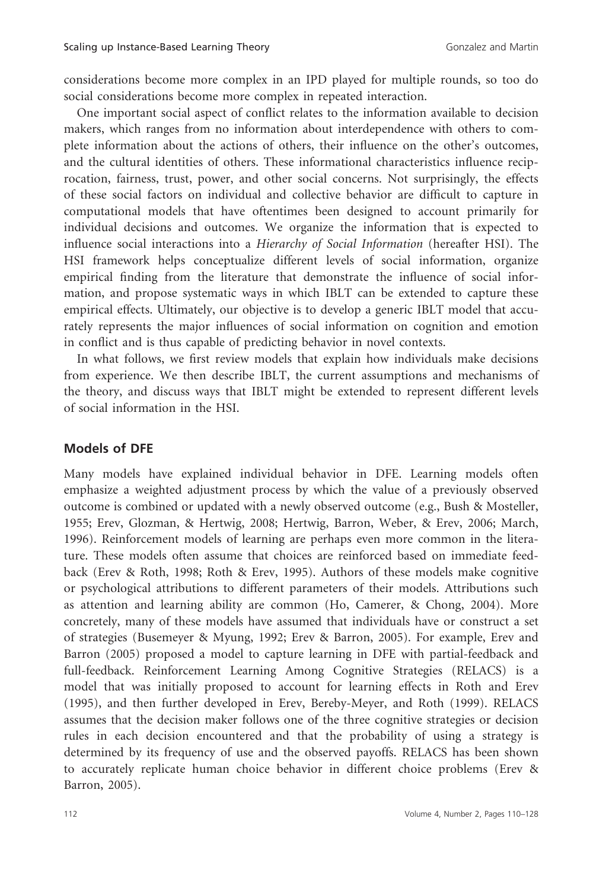considerations become more complex in an IPD played for multiple rounds, so too do social considerations become more complex in repeated interaction.

One important social aspect of conflict relates to the information available to decision makers, which ranges from no information about interdependence with others to complete information about the actions of others, their influence on the other's outcomes, and the cultural identities of others. These informational characteristics influence reciprocation, fairness, trust, power, and other social concerns. Not surprisingly, the effects of these social factors on individual and collective behavior are difficult to capture in computational models that have oftentimes been designed to account primarily for individual decisions and outcomes. We organize the information that is expected to influence social interactions into a *Hierarchy of Social Information* (hereafter HSI). The HSI framework helps conceptualize different levels of social information, organize empirical finding from the literature that demonstrate the influence of social information, and propose systematic ways in which IBLT can be extended to capture these empirical effects. Ultimately, our objective is to develop a generic IBLT model that accurately represents the major influences of social information on cognition and emotion in conflict and is thus capable of predicting behavior in novel contexts.

In what follows, we first review models that explain how individuals make decisions from experience. We then describe IBLT, the current assumptions and mechanisms of the theory, and discuss ways that IBLT might be extended to represent different levels of social information in the HSI.

## Models of DFE

Many models have explained individual behavior in DFE. Learning models often emphasize a weighted adjustment process by which the value of a previously observed outcome is combined or updated with a newly observed outcome (e.g., Bush & Mosteller, 1955; Erev, Glozman, & Hertwig, 2008; Hertwig, Barron, Weber, & Erev, 2006; March, 1996). Reinforcement models of learning are perhaps even more common in the literature. These models often assume that choices are reinforced based on immediate feedback (Erev & Roth, 1998; Roth & Erev, 1995). Authors of these models make cognitive or psychological attributions to different parameters of their models. Attributions such as attention and learning ability are common (Ho, Camerer, & Chong, 2004). More concretely, many of these models have assumed that individuals have or construct a set of strategies (Busemeyer & Myung, 1992; Erev & Barron, 2005). For example, Erev and Barron (2005) proposed a model to capture learning in DFE with partial-feedback and full-feedback. Reinforcement Learning Among Cognitive Strategies (RELACS) is a model that was initially proposed to account for learning effects in Roth and Erev (1995), and then further developed in Erev, Bereby-Meyer, and Roth (1999). RELACS assumes that the decision maker follows one of the three cognitive strategies or decision rules in each decision encountered and that the probability of using a strategy is determined by its frequency of use and the observed payoffs. RELACS has been shown to accurately replicate human choice behavior in different choice problems (Erev & Barron, 2005).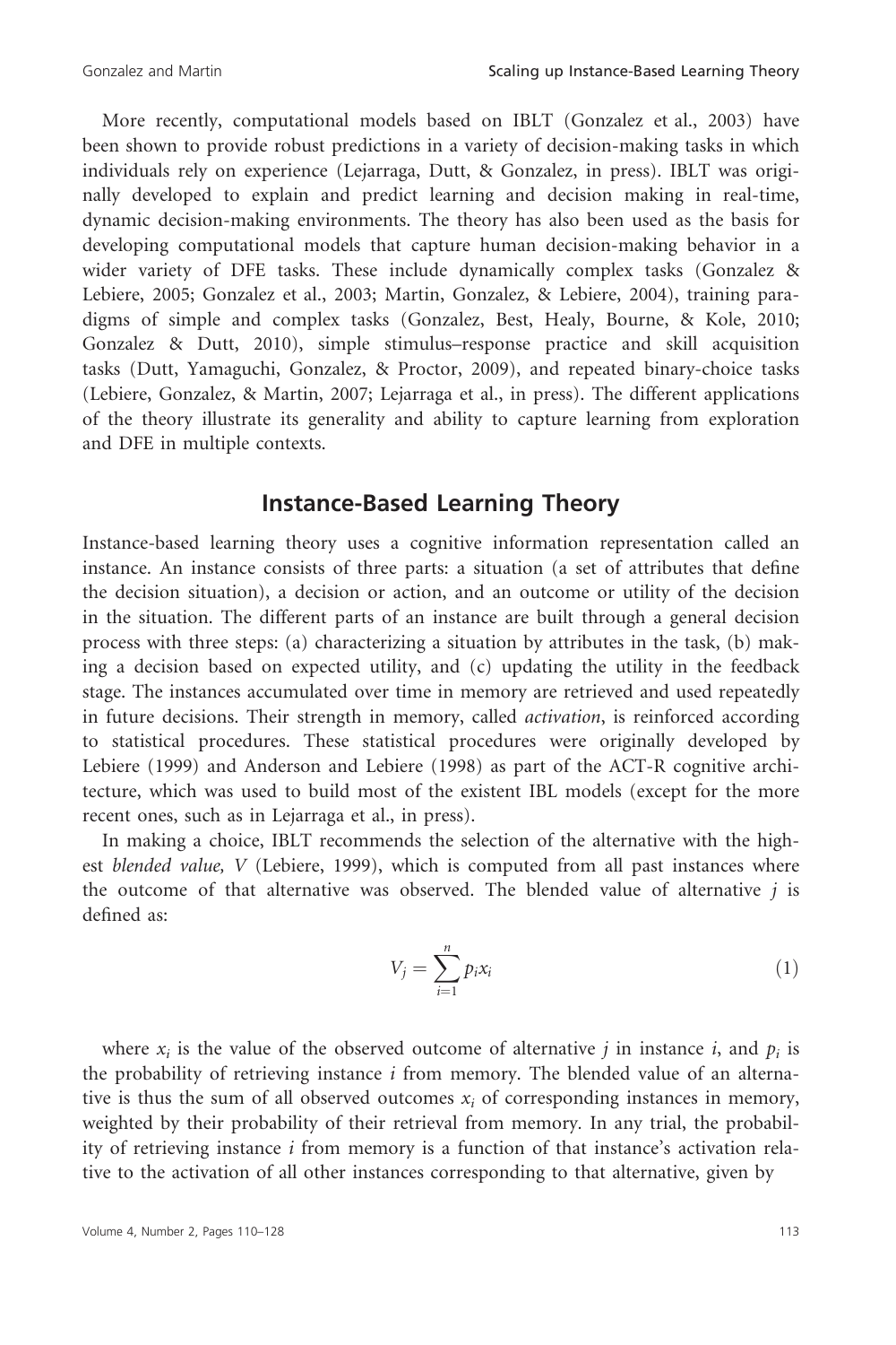More recently, computational models based on IBLT (Gonzalez et al., 2003) have been shown to provide robust predictions in a variety of decision-making tasks in which individuals rely on experience (Lejarraga, Dutt, & Gonzalez, in press). IBLT was originally developed to explain and predict learning and decision making in real-time, dynamic decision-making environments. The theory has also been used as the basis for developing computational models that capture human decision-making behavior in a wider variety of DFE tasks. These include dynamically complex tasks (Gonzalez & Lebiere, 2005; Gonzalez et al., 2003; Martin, Gonzalez, & Lebiere, 2004), training paradigms of simple and complex tasks (Gonzalez, Best, Healy, Bourne, & Kole, 2010; Gonzalez & Dutt, 2010), simple stimulus–response practice and skill acquisition tasks (Dutt, Yamaguchi, Gonzalez, & Proctor, 2009), and repeated binary-choice tasks (Lebiere, Gonzalez, & Martin, 2007; Lejarraga et al., in press). The different applications of the theory illustrate its generality and ability to capture learning from exploration and DFE in multiple contexts.

## Instance-Based Learning Theory

Instance-based learning theory uses a cognitive information representation called an instance. An instance consists of three parts: a situation (a set of attributes that define the decision situation), a decision or action, and an outcome or utility of the decision in the situation. The different parts of an instance are built through a general decision process with three steps: (a) characterizing a situation by attributes in the task, (b) making a decision based on expected utility, and (c) updating the utility in the feedback stage. The instances accumulated over time in memory are retrieved and used repeatedly in future decisions. Their strength in memory, called *activation*, is reinforced according to statistical procedures. These statistical procedures were originally developed by Lebiere (1999) and Anderson and Lebiere (1998) as part of the ACT-R cognitive architecture, which was used to build most of the existent IBL models (except for the more recent ones, such as in Lejarraga et al., in press).

In making a choice, IBLT recommends the selection of the alternative with the highest *blended value, V* (Lebiere, 1999), which is computed from all past instances where the outcome of that alternative was observed. The blended value of alternative $j$ is defined as:

$$V_j = \sum_{i=1}^{n} p_i x_i \tag{1}$$

where $x_i$ is the value of the observed outcome of alternative $j$ in instance $i$, and $p_i$ is the probability of retrieving instance $i$ from memory. The blended value of an alternative is thus the sum of all observed outcomes $x_i$ of corresponding instances in memory, weighted by their probability of their retrieval from memory. In any trial, the probability of retrieving instance $i$ from memory is a function of that instance's activation relative to the activation of all other instances corresponding to that alternative, given by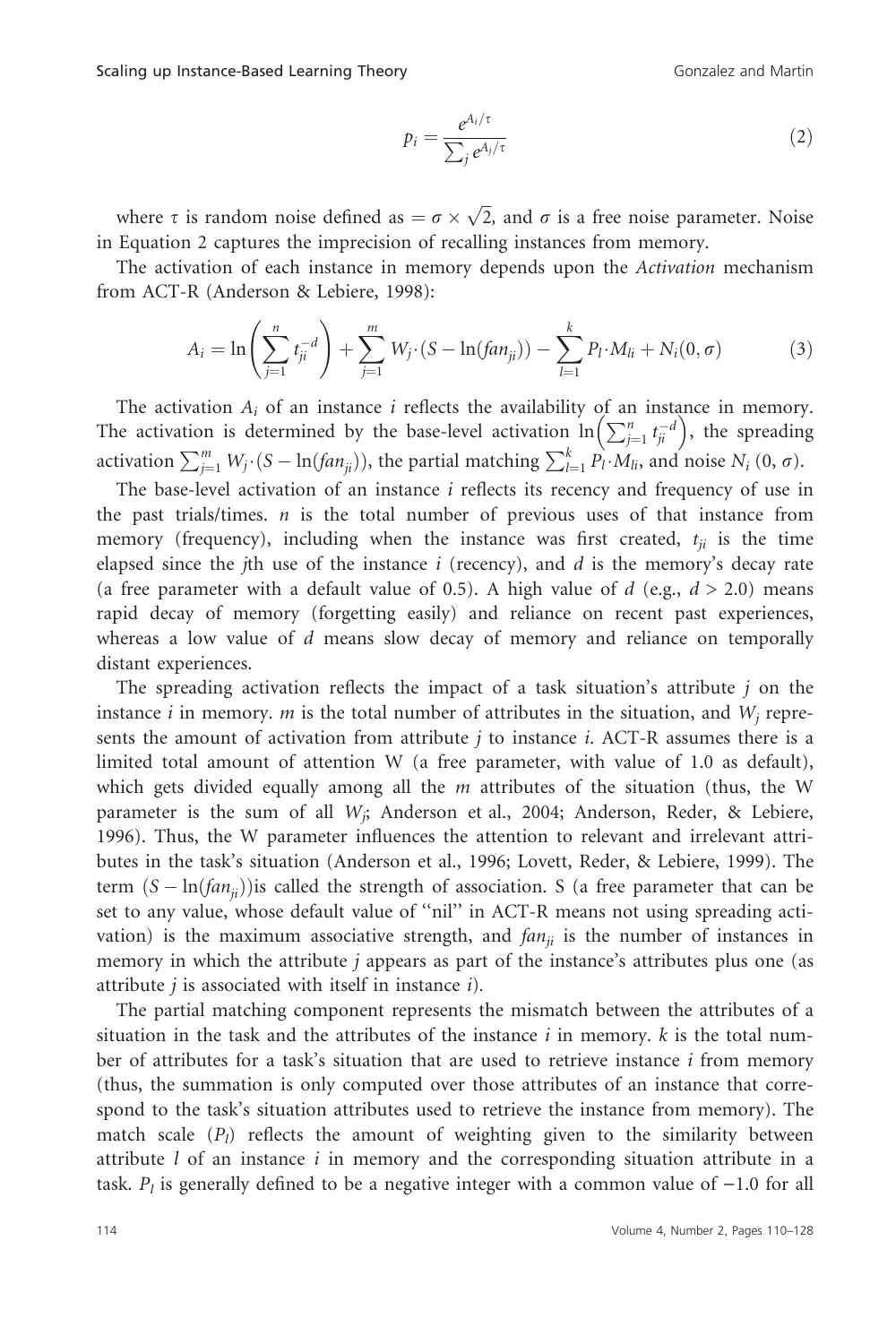$$p_i = \frac{e^{A_i/\tau}}{\sum_j e^{A_j/\tau}} \tag{2}$$

where $\tau$ is random noise defined as $= \sigma \times \sqrt{2}$, and $\sigma$ is a free noise parameter. Noise in Equation 2 captures the imprecision of recalling instances from memory.

The activation of each instance in memory depends upon the *Activation* mechanism from ACT-R (Anderson & Lebiere, 1998):

$$A_i = \ln\left(\sum_{j=1}^{n} t_{ji}^{-d}\right) + \sum_{j=1}^{m} W_j \cdot (S - \ln(fan_{ji})) - \sum_{l=1}^{k} P_l \cdot M_{li} + N_i(0, \sigma) \tag{3}$$

The activation $A_i$ of an instance $i$ reflects the availability of an instance in memory. The activation is determined by the base-level activation $\ln\left(\sum_{j=1}^{n} t_{ji}^{-d}\right)$, the spreading activation $\sum_{j=1}^{m} W_j \cdot (S - \ln(fan_{ji}))$, the partial matching $\sum_{l=1}^{k} P_l \cdot M_{li}$, and noise $N_i\ (0, \sigma)$.

The base-level activation of an instance $i$ reflects its recency and frequency of use in the past trials/times. $n$ is the total number of previous uses of that instance from memory (frequency), including when the instance was first created, $t_{ji}$ is the time elapsed since the $j$th use of the instance $i$ (recency), and $d$ is the memory's decay rate (a free parameter with a default value of 0.5). A high value of $d$ (e.g., $d > 2.0$) means rapid decay of memory (forgetting easily) and reliance on recent past experiences, whereas a low value of $d$ means slow decay of memory and reliance on temporally distant experiences.

The spreading activation reflects the impact of a task situation's attribute $j$ on the instance $i$ in memory. $m$ is the total number of attributes in the situation, and $W_j$ represents the amount of activation from attribute $j$ to instance $i$. ACT-R assumes there is a limited total amount of attention W (a free parameter, with value of 1.0 as default), which gets divided equally among all the $m$ attributes of the situation (thus, the W parameter is the sum of all $W_j$; Anderson et al., 2004; Anderson, Reder, & Lebiere, 1996). Thus, the W parameter influences the attention to relevant and irrelevant attributes in the task's situation (Anderson et al., 1996; Lovett, Reder, & Lebiere, 1999). The term $(S - \ln(fan_{ji}))$is called the strength of association. S (a free parameter that can be set to any value, whose default value of "nil" in ACT-R means not using spreading activation) is the maximum associative strength, and $fan_{ji}$ is the number of instances in memory in which the attribute $j$ appears as part of the instance's attributes plus one (as attribute $j$ is associated with itself in instance $i$).

The partial matching component represents the mismatch between the attributes of a situation in the task and the attributes of the instance $i$ in memory. $k$ is the total number of attributes for a task's situation that are used to retrieve instance $i$ from memory (thus, the summation is only computed over those attributes of an instance that correspond to the task's situation attributes used to retrieve the instance from memory). The match scale ($P_l$) reflects the amount of weighting given to the similarity between attribute $l$ of an instance $i$ in memory and the corresponding situation attribute in a task. $P_l$ is generally defined to be a negative integer with a common value of $-1.0$ for all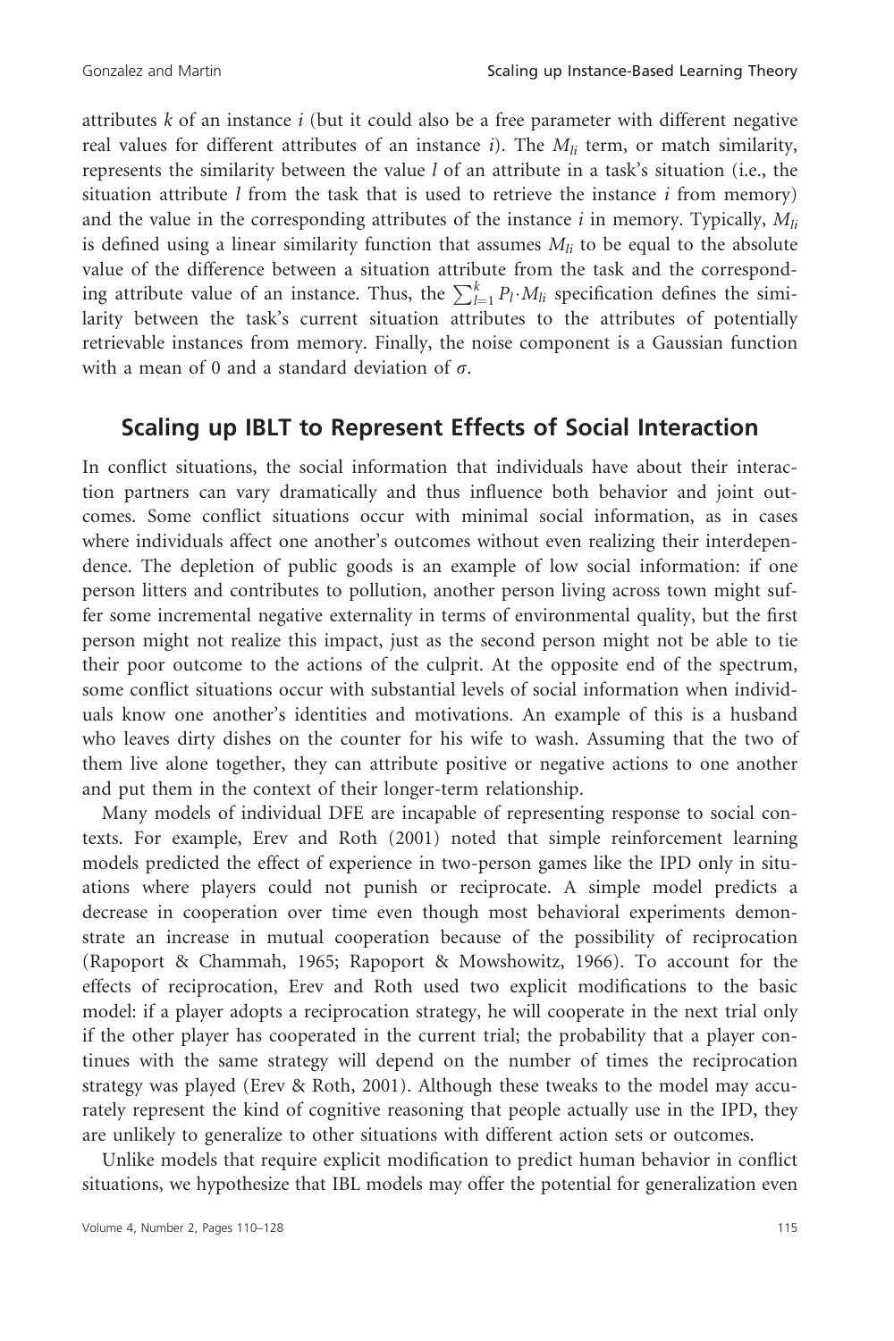attributes $k$ of an instance $i$ (but it could also be a free parameter with different negative real values for different attributes of an instance $i$). The $M_{li}$ term, or match similarity, represents the similarity between the value $l$ of an attribute in a task's situation (i.e., the situation attribute $l$ from the task that is used to retrieve the instance $i$ from memory) and the value in the corresponding attributes of the instance $i$ in memory. Typically, $M_{li}$ is defined using a linear similarity function that assumes $M_{li}$ to be equal to the absolute value of the difference between a situation attribute from the task and the corresponding attribute value of an instance. Thus, the $\sum_{l=1}^{k} P_l \cdot M_{li}$ specification defines the similarity between the task's current situation attributes to the attributes of potentially retrievable instances from memory. Finally, the noise component is a Gaussian function with a mean of 0 and a standard deviation of $\sigma$.

## Scaling up IBLT to Represent Effects of Social Interaction

In conflict situations, the social information that individuals have about their interaction partners can vary dramatically and thus influence both behavior and joint outcomes. Some conflict situations occur with minimal social information, as in cases where individuals affect one another's outcomes without even realizing their interdependence. The depletion of public goods is an example of low social information: if one person litters and contributes to pollution, another person living across town might suffer some incremental negative externality in terms of environmental quality, but the first person might not realize this impact, just as the second person might not be able to tie their poor outcome to the actions of the culprit. At the opposite end of the spectrum, some conflict situations occur with substantial levels of social information when individuals know one another's identities and motivations. An example of this is a husband who leaves dirty dishes on the counter for his wife to wash. Assuming that the two of them live alone together, they can attribute positive or negative actions to one another and put them in the context of their longer-term relationship.

Many models of individual DFE are incapable of representing response to social contexts. For example, Erev and Roth (2001) noted that simple reinforcement learning models predicted the effect of experience in two-person games like the IPD only in situations where players could not punish or reciprocate. A simple model predicts a decrease in cooperation over time even though most behavioral experiments demonstrate an increase in mutual cooperation because of the possibility of reciprocation (Rapoport & Chammah, 1965; Rapoport & Mowshowitz, 1966). To account for the effects of reciprocation, Erev and Roth used two explicit modifications to the basic model: if a player adopts a reciprocation strategy, he will cooperate in the next trial only if the other player has cooperated in the current trial; the probability that a player continues with the same strategy will depend on the number of times the reciprocation strategy was played (Erev & Roth, 2001). Although these tweaks to the model may accurately represent the kind of cognitive reasoning that people actually use in the IPD, they are unlikely to generalize to other situations with different action sets or outcomes.

Unlike models that require explicit modification to predict human behavior in conflict situations, we hypothesize that IBL models may offer the potential for generalization even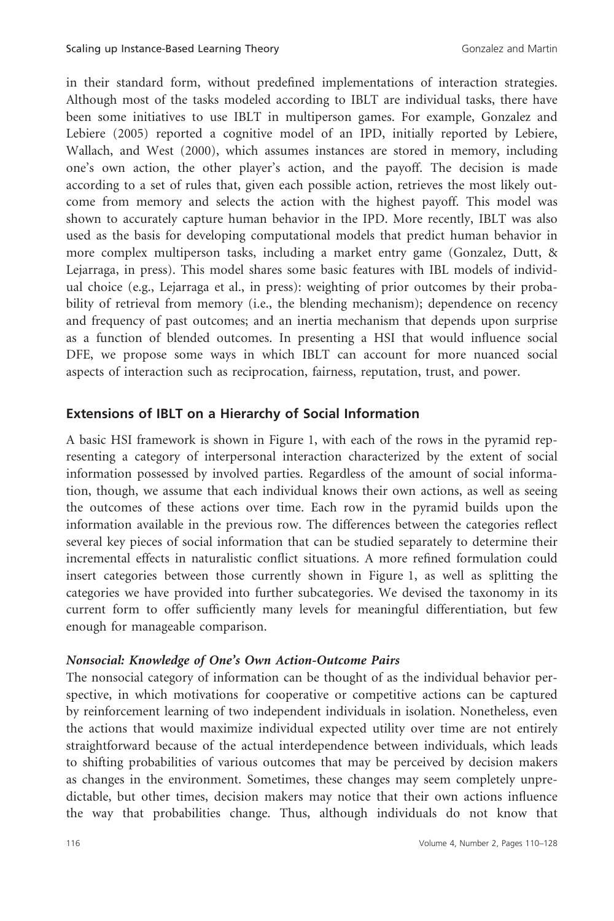in their standard form, without predefined implementations of interaction strategies. Although most of the tasks modeled according to IBLT are individual tasks, there have been some initiatives to use IBLT in multiperson games. For example, Gonzalez and Lebiere (2005) reported a cognitive model of an IPD, initially reported by Lebiere, Wallach, and West (2000), which assumes instances are stored in memory, including one's own action, the other player's action, and the payoff. The decision is made according to a set of rules that, given each possible action, retrieves the most likely outcome from memory and selects the action with the highest payoff. This model was shown to accurately capture human behavior in the IPD. More recently, IBLT was also used as the basis for developing computational models that predict human behavior in more complex multiperson tasks, including a market entry game (Gonzalez, Dutt, & Lejarraga, in press). This model shares some basic features with IBL models of individual choice (e.g., Lejarraga et al., in press): weighting of prior outcomes by their probability of retrieval from memory (i.e., the blending mechanism); dependence on recency and frequency of past outcomes; and an inertia mechanism that depends upon surprise as a function of blended outcomes. In presenting a HSI that would influence social DFE, we propose some ways in which IBLT can account for more nuanced social aspects of interaction such as reciprocation, fairness, reputation, trust, and power.

## Extensions of IBLT on a Hierarchy of Social Information

A basic HSI framework is shown in Figure 1, with each of the rows in the pyramid representing a category of interpersonal interaction characterized by the extent of social information possessed by involved parties. Regardless of the amount of social information, though, we assume that each individual knows their own actions, as well as seeing the outcomes of these actions over time. Each row in the pyramid builds upon the information available in the previous row. The differences between the categories reflect several key pieces of social information that can be studied separately to determine their incremental effects in naturalistic conflict situations. A more refined formulation could insert categories between those currently shown in Figure 1, as well as splitting the categories we have provided into further subcategories. We devised the taxonomy in its current form to offer sufficiently many levels for meaningful differentiation, but few enough for manageable comparison.

### *Nonsocial: Knowledge of One's Own Action-Outcome Pairs*

The nonsocial category of information can be thought of as the individual behavior perspective, in which motivations for cooperative or competitive actions can be captured by reinforcement learning of two independent individuals in isolation. Nonetheless, even the actions that would maximize individual expected utility over time are not entirely straightforward because of the actual interdependence between individuals, which leads to shifting probabilities of various outcomes that may be perceived by decision makers as changes in the environment. Sometimes, these changes may seem completely unpredictable, but other times, decision makers may notice that their own actions influence the way that probabilities change. Thus, although individuals do not know that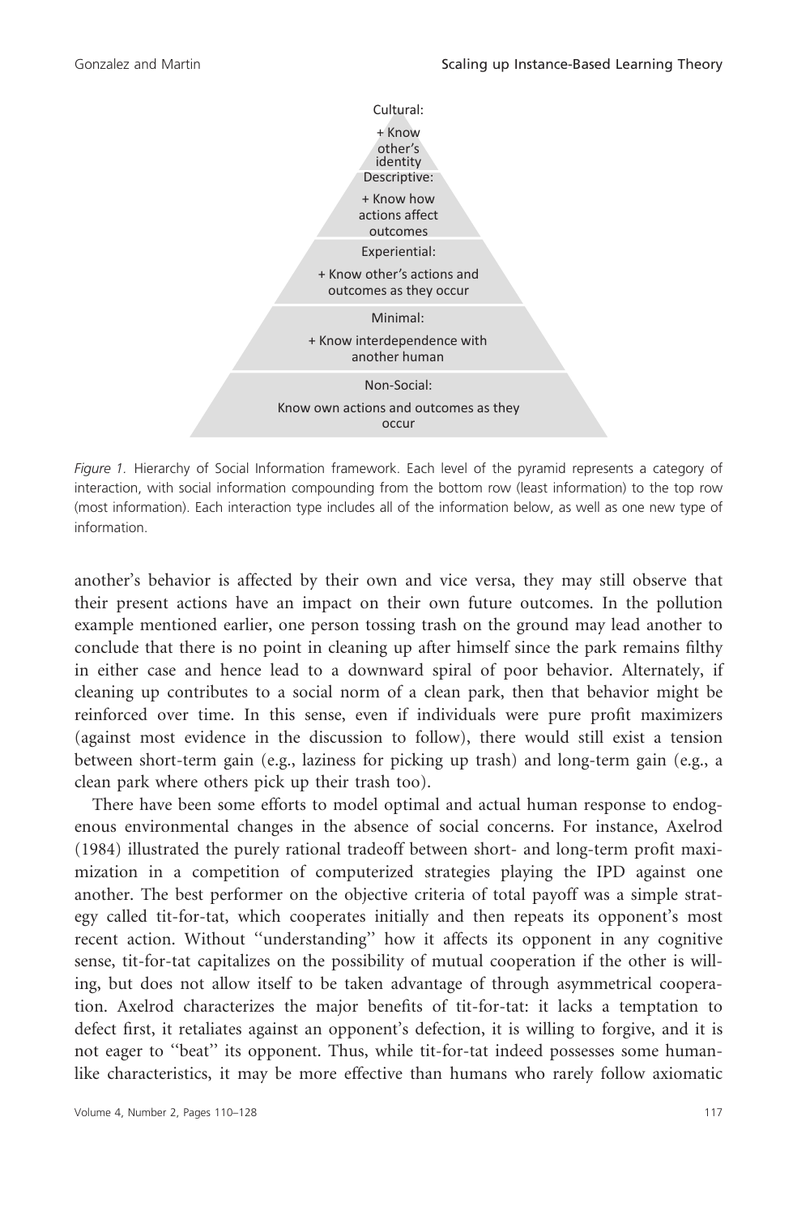Cultural:

+ Know other's identity

Descriptive:

+ Know how actions affect outcomes

Experiential:

+ Know other's actions and outcomes as they occur

Minimal:

+ Know interdependence with another human

Non-Social:

Know own actions and outcomes as they occur

*Figure 1.* Hierarchy of Social Information framework. Each level of the pyramid represents a category of interaction, with social information compounding from the bottom row (least information) to the top row (most information). Each interaction type includes all of the information below, as well as one new type of information.

another's behavior is affected by their own and vice versa, they may still observe that their present actions have an impact on their own future outcomes. In the pollution example mentioned earlier, one person tossing trash on the ground may lead another to conclude that there is no point in cleaning up after himself since the park remains filthy in either case and hence lead to a downward spiral of poor behavior. Alternately, if cleaning up contributes to a social norm of a clean park, then that behavior might be reinforced over time. In this sense, even if individuals were pure profit maximizers (against most evidence in the discussion to follow), there would still exist a tension between short-term gain (e.g., laziness for picking up trash) and long-term gain (e.g., a clean park where others pick up their trash too).

There have been some efforts to model optimal and actual human response to endogenous environmental changes in the absence of social concerns. For instance, Axelrod (1984) illustrated the purely rational tradeoff between short- and long-term profit maximization in a competition of computerized strategies playing the IPD against one another. The best performer on the objective criteria of total payoff was a simple strategy called tit-for-tat, which cooperates initially and then repeats its opponent's most recent action. Without ''understanding'' how it affects its opponent in any cognitive sense, tit-for-tat capitalizes on the possibility of mutual cooperation if the other is willing, but does not allow itself to be taken advantage of through asymmetrical cooperation. Axelrod characterizes the major benefits of tit-for-tat: it lacks a temptation to defect first, it retaliates against an opponent's defection, it is willing to forgive, and it is not eager to ''beat'' its opponent. Thus, while tit-for-tat indeed possesses some human-like characteristics, it may be more effective than humans who rarely follow axiomatic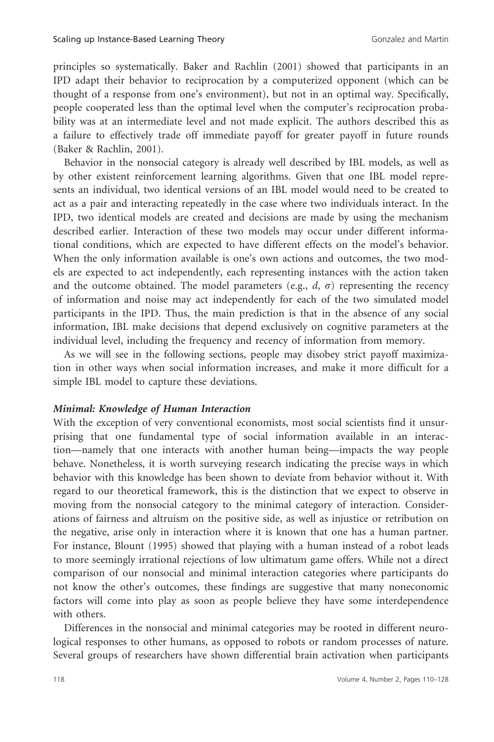principles so systematically. Baker and Rachlin (2001) showed that participants in an IPD adapt their behavior to reciprocation by a computerized opponent (which can be thought of a response from one's environment), but not in an optimal way. Specifically, people cooperated less than the optimal level when the computer's reciprocation probability was at an intermediate level and not made explicit. The authors described this as a failure to effectively trade off immediate payoff for greater payoff in future rounds (Baker & Rachlin, 2001).

Behavior in the nonsocial category is already well described by IBL models, as well as by other existent reinforcement learning algorithms. Given that one IBL model represents an individual, two identical versions of an IBL model would need to be created to act as a pair and interacting repeatedly in the case where two individuals interact. In the IPD, two identical models are created and decisions are made by using the mechanism described earlier. Interaction of these two models may occur under different informational conditions, which are expected to have different effects on the model's behavior. When the only information available is one's own actions and outcomes, the two models are expected to act independently, each representing instances with the action taken and the outcome obtained. The model parameters (e.g., $d$, $\sigma$) representing the recency of information and noise may act independently for each of the two simulated model participants in the IPD. Thus, the main prediction is that in the absence of any social information, IBL make decisions that depend exclusively on cognitive parameters at the individual level, including the frequency and recency of information from memory.

As we will see in the following sections, people may disobey strict payoff maximization in other ways when social information increases, and make it more difficult for a simple IBL model to capture these deviations.

### *Minimal: Knowledge of Human Interaction*

With the exception of very conventional economists, most social scientists find it unsurprising that one fundamental type of social information available in an interaction—namely that one interacts with another human being—impacts the way people behave. Nonetheless, it is worth surveying research indicating the precise ways in which behavior with this knowledge has been shown to deviate from behavior without it. With regard to our theoretical framework, this is the distinction that we expect to observe in moving from the nonsocial category to the minimal category of interaction. Considerations of fairness and altruism on the positive side, as well as injustice or retribution on the negative, arise only in interaction where it is known that one has a human partner. For instance, Blount (1995) showed that playing with a human instead of a robot leads to more seemingly irrational rejections of low ultimatum game offers. While not a direct comparison of our nonsocial and minimal interaction categories where participants do not know the other's outcomes, these findings are suggestive that many noneconomic factors will come into play as soon as people believe they have some interdependence with others.

Differences in the nonsocial and minimal categories may be rooted in different neurological responses to other humans, as opposed to robots or random processes of nature. Several groups of researchers have shown differential brain activation when participants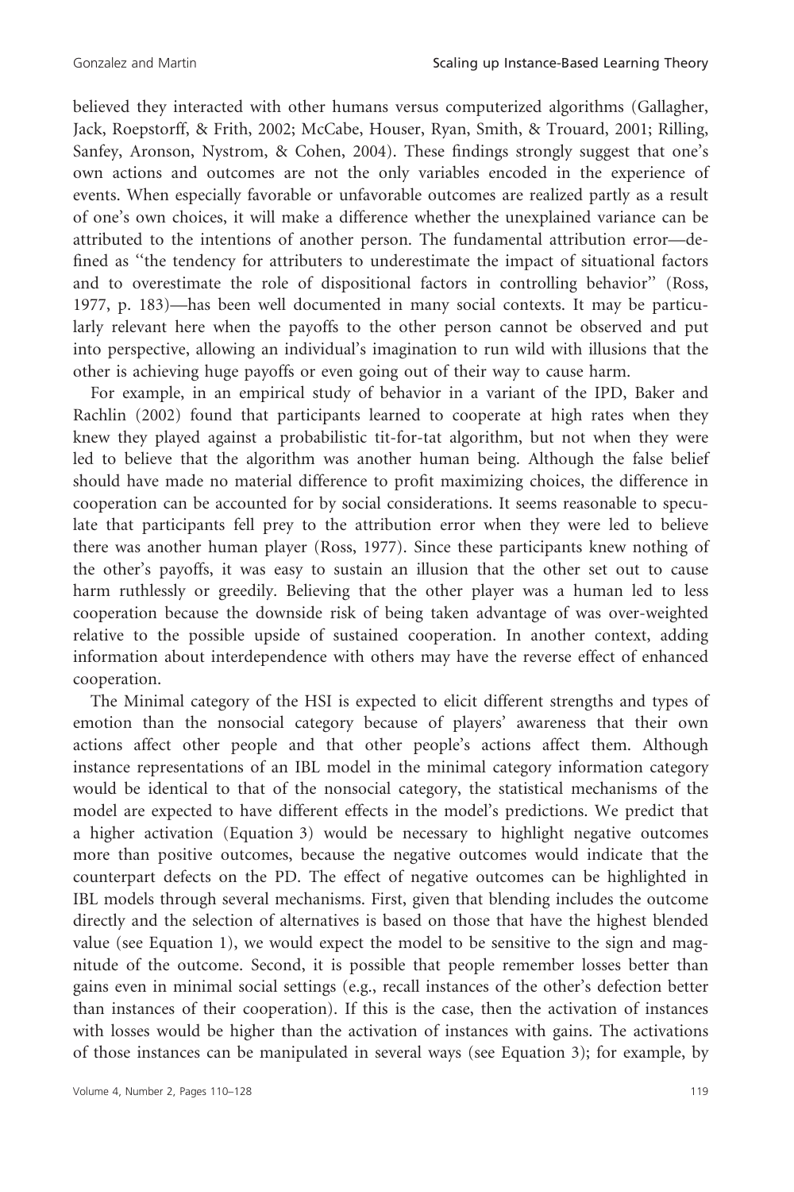believed they interacted with other humans versus computerized algorithms (Gallagher, Jack, Roepstorff, & Frith, 2002; McCabe, Houser, Ryan, Smith, & Trouard, 2001; Rilling, Sanfey, Aronson, Nystrom, & Cohen, 2004). These findings strongly suggest that one's own actions and outcomes are not the only variables encoded in the experience of events. When especially favorable or unfavorable outcomes are realized partly as a result of one's own choices, it will make a difference whether the unexplained variance can be attributed to the intentions of another person. The fundamental attribution error—defined as ''the tendency for attributers to underestimate the impact of situational factors and to overestimate the role of dispositional factors in controlling behavior'' (Ross, 1977, p. 183)—has been well documented in many social contexts. It may be particularly relevant here when the payoffs to the other person cannot be observed and put into perspective, allowing an individual's imagination to run wild with illusions that the other is achieving huge payoffs or even going out of their way to cause harm.

For example, in an empirical study of behavior in a variant of the IPD, Baker and Rachlin (2002) found that participants learned to cooperate at high rates when they knew they played against a probabilistic tit-for-tat algorithm, but not when they were led to believe that the algorithm was another human being. Although the false belief should have made no material difference to profit maximizing choices, the difference in cooperation can be accounted for by social considerations. It seems reasonable to speculate that participants fell prey to the attribution error when they were led to believe there was another human player (Ross, 1977). Since these participants knew nothing of the other's payoffs, it was easy to sustain an illusion that the other set out to cause harm ruthlessly or greedily. Believing that the other player was a human led to less cooperation because the downside risk of being taken advantage of was over-weighted relative to the possible upside of sustained cooperation. In another context, adding information about interdependence with others may have the reverse effect of enhanced cooperation.

The Minimal category of the HSI is expected to elicit different strengths and types of emotion than the nonsocial category because of players' awareness that their own actions affect other people and that other people's actions affect them. Although instance representations of an IBL model in the minimal category information category would be identical to that of the nonsocial category, the statistical mechanisms of the model are expected to have different effects in the model's predictions. We predict that a higher activation (Equation 3) would be necessary to highlight negative outcomes more than positive outcomes, because the negative outcomes would indicate that the counterpart defects on the PD. The effect of negative outcomes can be highlighted in IBL models through several mechanisms. First, given that blending includes the outcome directly and the selection of alternatives is based on those that have the highest blended value (see Equation 1), we would expect the model to be sensitive to the sign and magnitude of the outcome. Second, it is possible that people remember losses better than gains even in minimal social settings (e.g., recall instances of the other's defection better than instances of their cooperation). If this is the case, then the activation of instances with losses would be higher than the activation of instances with gains. The activations of those instances can be manipulated in several ways (see Equation 3); for example, by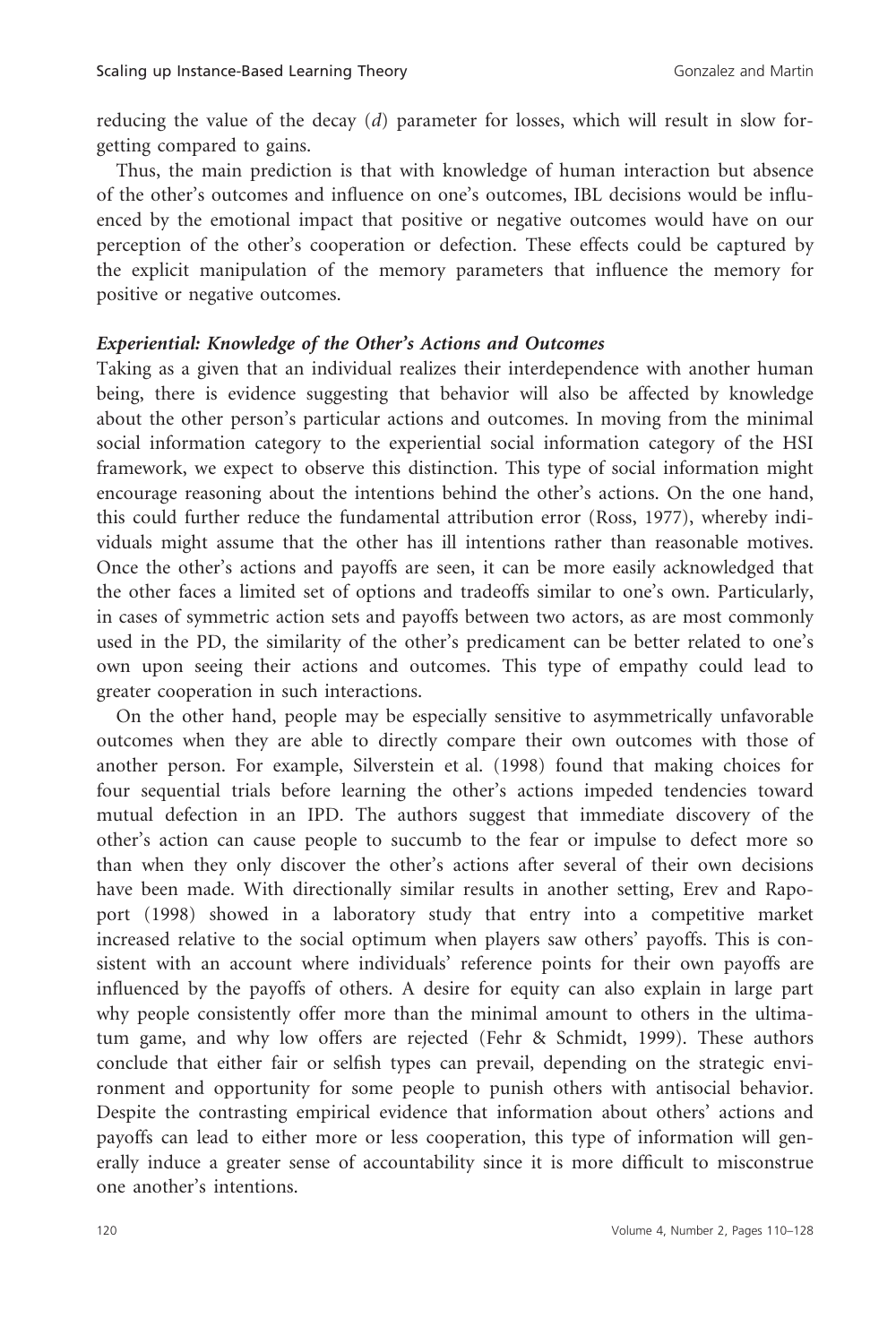reducing the value of the decay ($d$) parameter for losses, which will result in slow forgetting compared to gains.

Thus, the main prediction is that with knowledge of human interaction but absence of the other's outcomes and influence on one's outcomes, IBL decisions would be influenced by the emotional impact that positive or negative outcomes would have on our perception of the other's cooperation or defection. These effects could be captured by the explicit manipulation of the memory parameters that influence the memory for positive or negative outcomes.

### *Experiential: Knowledge of the Other's Actions and Outcomes*

Taking as a given that an individual realizes their interdependence with another human being, there is evidence suggesting that behavior will also be affected by knowledge about the other person's particular actions and outcomes. In moving from the minimal social information category to the experiential social information category of the HSI framework, we expect to observe this distinction. This type of social information might encourage reasoning about the intentions behind the other's actions. On the one hand, this could further reduce the fundamental attribution error (Ross, 1977), whereby individuals might assume that the other has ill intentions rather than reasonable motives. Once the other's actions and payoffs are seen, it can be more easily acknowledged that the other faces a limited set of options and tradeoffs similar to one's own. Particularly, in cases of symmetric action sets and payoffs between two actors, as are most commonly used in the PD, the similarity of the other's predicament can be better related to one's own upon seeing their actions and outcomes. This type of empathy could lead to greater cooperation in such interactions.

On the other hand, people may be especially sensitive to asymmetrically unfavorable outcomes when they are able to directly compare their own outcomes with those of another person. For example, Silverstein et al. (1998) found that making choices for four sequential trials before learning the other's actions impeded tendencies toward mutual defection in an IPD. The authors suggest that immediate discovery of the other's action can cause people to succumb to the fear or impulse to defect more so than when they only discover the other's actions after several of their own decisions have been made. With directionally similar results in another setting, Erev and Rapoport (1998) showed in a laboratory study that entry into a competitive market increased relative to the social optimum when players saw others' payoffs. This is consistent with an account where individuals' reference points for their own payoffs are influenced by the payoffs of others. A desire for equity can also explain in large part why people consistently offer more than the minimal amount to others in the ultimatum game, and why low offers are rejected (Fehr & Schmidt, 1999). These authors conclude that either fair or selfish types can prevail, depending on the strategic environment and opportunity for some people to punish others with antisocial behavior. Despite the contrasting empirical evidence that information about others' actions and payoffs can lead to either more or less cooperation, this type of information will generally induce a greater sense of accountability since it is more difficult to misconstrue one another's intentions.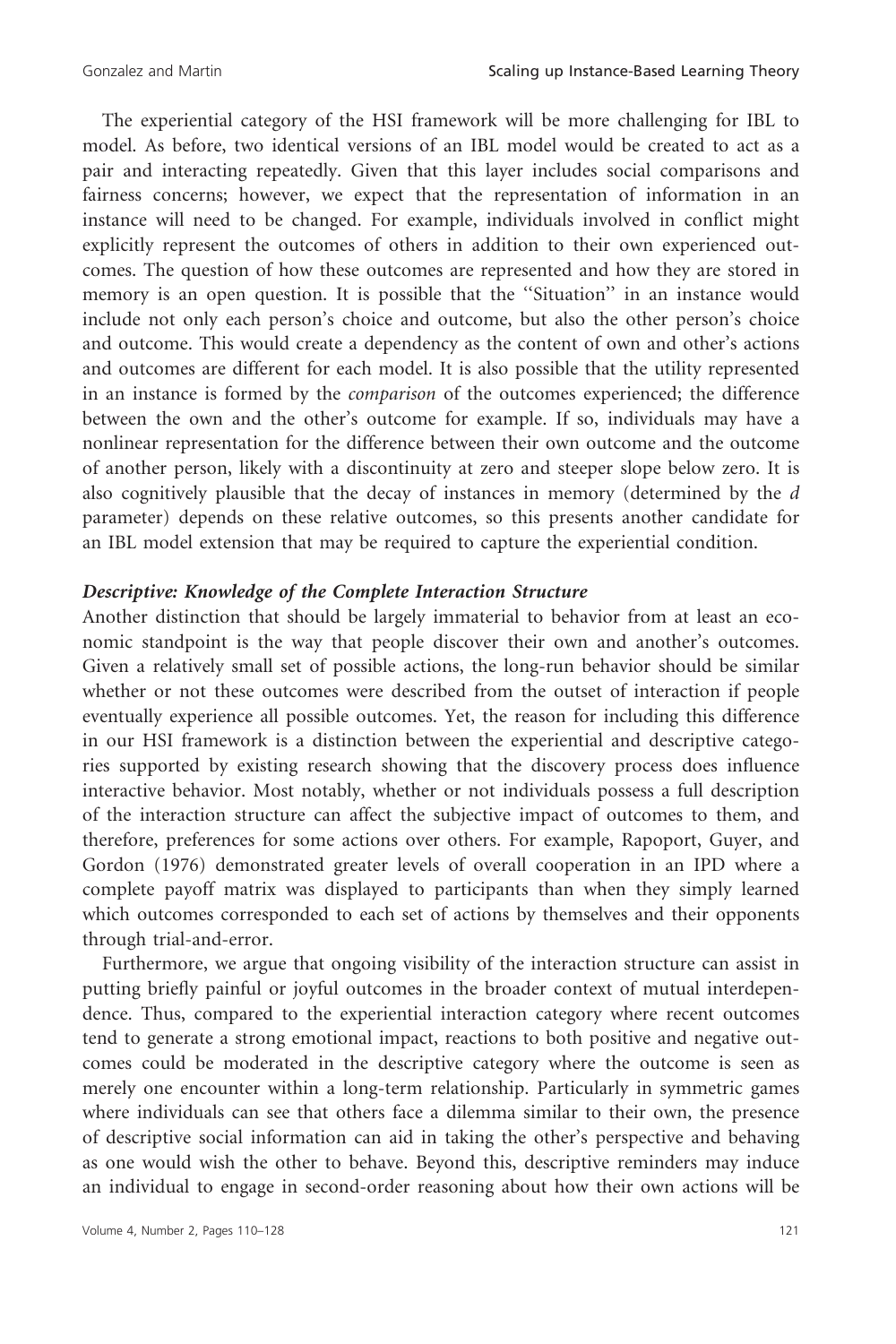The experiential category of the HSI framework will be more challenging for IBL to model. As before, two identical versions of an IBL model would be created to act as a pair and interacting repeatedly. Given that this layer includes social comparisons and fairness concerns; however, we expect that the representation of information in an instance will need to be changed. For example, individuals involved in conflict might explicitly represent the outcomes of others in addition to their own experienced outcomes. The question of how these outcomes are represented and how they are stored in memory is an open question. It is possible that the ''Situation'' in an instance would include not only each person's choice and outcome, but also the other person's choice and outcome. This would create a dependency as the content of own and other's actions and outcomes are different for each model. It is also possible that the utility represented in an instance is formed by the *comparison* of the outcomes experienced; the difference between the own and the other's outcome for example. If so, individuals may have a nonlinear representation for the difference between their own outcome and the outcome of another person, likely with a discontinuity at zero and steeper slope below zero. It is also cognitively plausible that the decay of instances in memory (determined by the $d$ parameter) depends on these relative outcomes, so this presents another candidate for an IBL model extension that may be required to capture the experiential condition.

#### *Descriptive: Knowledge of the Complete Interaction Structure*

Another distinction that should be largely immaterial to behavior from at least an economic standpoint is the way that people discover their own and another's outcomes. Given a relatively small set of possible actions, the long-run behavior should be similar whether or not these outcomes were described from the outset of interaction if people eventually experience all possible outcomes. Yet, the reason for including this difference in our HSI framework is a distinction between the experiential and descriptive categories supported by existing research showing that the discovery process does influence interactive behavior. Most notably, whether or not individuals possess a full description of the interaction structure can affect the subjective impact of outcomes to them, and therefore, preferences for some actions over others. For example, Rapoport, Guyer, and Gordon (1976) demonstrated greater levels of overall cooperation in an IPD where a complete payoff matrix was displayed to participants than when they simply learned which outcomes corresponded to each set of actions by themselves and their opponents through trial-and-error.

Furthermore, we argue that ongoing visibility of the interaction structure can assist in putting briefly painful or joyful outcomes in the broader context of mutual interdependence. Thus, compared to the experiential interaction category where recent outcomes tend to generate a strong emotional impact, reactions to both positive and negative outcomes could be moderated in the descriptive category where the outcome is seen as merely one encounter within a long-term relationship. Particularly in symmetric games where individuals can see that others face a dilemma similar to their own, the presence of descriptive social information can aid in taking the other's perspective and behaving as one would wish the other to behave. Beyond this, descriptive reminders may induce an individual to engage in second-order reasoning about how their own actions will be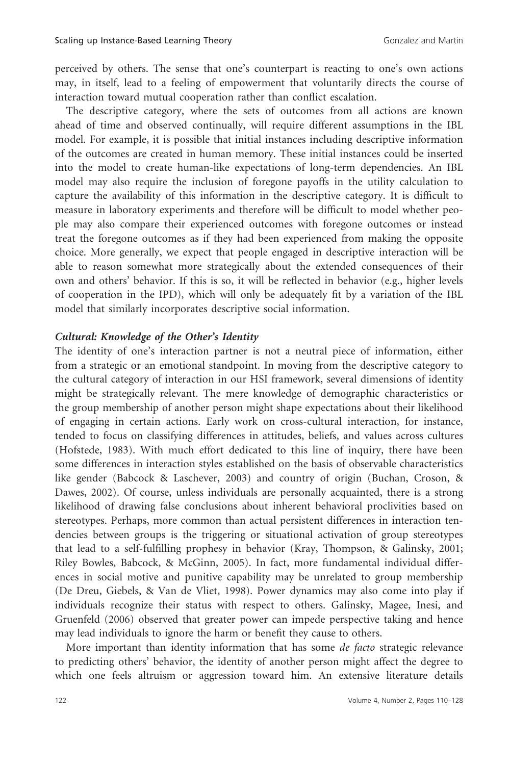perceived by others. The sense that one's counterpart is reacting to one's own actions may, in itself, lead to a feeling of empowerment that voluntarily directs the course of interaction toward mutual cooperation rather than conflict escalation.

The descriptive category, where the sets of outcomes from all actions are known ahead of time and observed continually, will require different assumptions in the IBL model. For example, it is possible that initial instances including descriptive information of the outcomes are created in human memory. These initial instances could be inserted into the model to create human-like expectations of long-term dependencies. An IBL model may also require the inclusion of foregone payoffs in the utility calculation to capture the availability of this information in the descriptive category. It is difficult to measure in laboratory experiments and therefore will be difficult to model whether people may also compare their experienced outcomes with foregone outcomes or instead treat the foregone outcomes as if they had been experienced from making the opposite choice. More generally, we expect that people engaged in descriptive interaction will be able to reason somewhat more strategically about the extended consequences of their own and others' behavior. If this is so, it will be reflected in behavior (e.g., higher levels of cooperation in the IPD), which will only be adequately fit by a variation of the IBL model that similarly incorporates descriptive social information.

### *Cultural: Knowledge of the Other's Identity*

The identity of one's interaction partner is not a neutral piece of information, either from a strategic or an emotional standpoint. In moving from the descriptive category to the cultural category of interaction in our HSI framework, several dimensions of identity might be strategically relevant. The mere knowledge of demographic characteristics or the group membership of another person might shape expectations about their likelihood of engaging in certain actions. Early work on cross-cultural interaction, for instance, tended to focus on classifying differences in attitudes, beliefs, and values across cultures (Hofstede, 1983). With much effort dedicated to this line of inquiry, there have been some differences in interaction styles established on the basis of observable characteristics like gender (Babcock & Laschever, 2003) and country of origin (Buchan, Croson, & Dawes, 2002). Of course, unless individuals are personally acquainted, there is a strong likelihood of drawing false conclusions about inherent behavioral proclivities based on stereotypes. Perhaps, more common than actual persistent differences in interaction tendencies between groups is the triggering or situational activation of group stereotypes that lead to a self-fulfilling prophesy in behavior (Kray, Thompson, & Galinsky, 2001; Riley Bowles, Babcock, & McGinn, 2005). In fact, more fundamental individual differences in social motive and punitive capability may be unrelated to group membership (De Dreu, Giebels, & Van de Vliet, 1998). Power dynamics may also come into play if individuals recognize their status with respect to others. Galinsky, Magee, Inesi, and Gruenfeld (2006) observed that greater power can impede perspective taking and hence may lead individuals to ignore the harm or benefit they cause to others.

More important than identity information that has some *de facto* strategic relevance to predicting others' behavior, the identity of another person might affect the degree to which one feels altruism or aggression toward him. An extensive literature details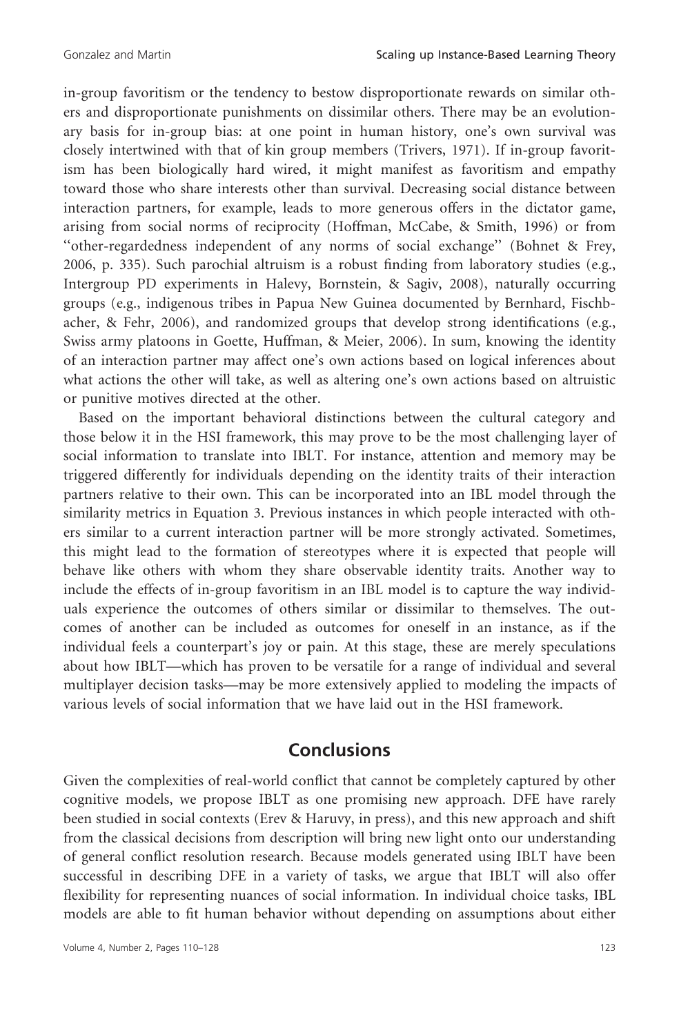in-group favoritism or the tendency to bestow disproportionate rewards on similar others and disproportionate punishments on dissimilar others. There may be an evolutionary basis for in-group bias: at one point in human history, one's own survival was closely intertwined with that of kin group members (Trivers, 1971). If in-group favoritism has been biologically hard wired, it might manifest as favoritism and empathy toward those who share interests other than survival. Decreasing social distance between interaction partners, for example, leads to more generous offers in the dictator game, arising from social norms of reciprocity (Hoffman, McCabe, & Smith, 1996) or from ''other-regardedness independent of any norms of social exchange'' (Bohnet & Frey, 2006, p. 335). Such parochial altruism is a robust finding from laboratory studies (e.g., Intergroup PD experiments in Halevy, Bornstein, & Sagiv, 2008), naturally occurring groups (e.g., indigenous tribes in Papua New Guinea documented by Bernhard, Fischbacher, & Fehr, 2006), and randomized groups that develop strong identifications (e.g., Swiss army platoons in Goette, Huffman, & Meier, 2006). In sum, knowing the identity of an interaction partner may affect one's own actions based on logical inferences about what actions the other will take, as well as altering one's own actions based on altruistic or punitive motives directed at the other.

Based on the important behavioral distinctions between the cultural category and those below it in the HSI framework, this may prove to be the most challenging layer of social information to translate into IBLT. For instance, attention and memory may be triggered differently for individuals depending on the identity traits of their interaction partners relative to their own. This can be incorporated into an IBL model through the similarity metrics in Equation 3. Previous instances in which people interacted with others similar to a current interaction partner will be more strongly activated. Sometimes, this might lead to the formation of stereotypes where it is expected that people will behave like others with whom they share observable identity traits. Another way to include the effects of in-group favoritism in an IBL model is to capture the way individuals experience the outcomes of others similar or dissimilar to themselves. The outcomes of another can be included as outcomes for oneself in an instance, as if the individual feels a counterpart's joy or pain. At this stage, these are merely speculations about how IBLT—which has proven to be versatile for a range of individual and several multiplayer decision tasks—may be more extensively applied to modeling the impacts of various levels of social information that we have laid out in the HSI framework.

## Conclusions

Given the complexities of real-world conflict that cannot be completely captured by other cognitive models, we propose IBLT as one promising new approach. DFE have rarely been studied in social contexts (Erev & Haruvy, in press), and this new approach and shift from the classical decisions from description will bring new light onto our understanding of general conflict resolution research. Because models generated using IBLT have been successful in describing DFE in a variety of tasks, we argue that IBLT will also offer flexibility for representing nuances of social information. In individual choice tasks, IBL models are able to fit human behavior without depending on assumptions about either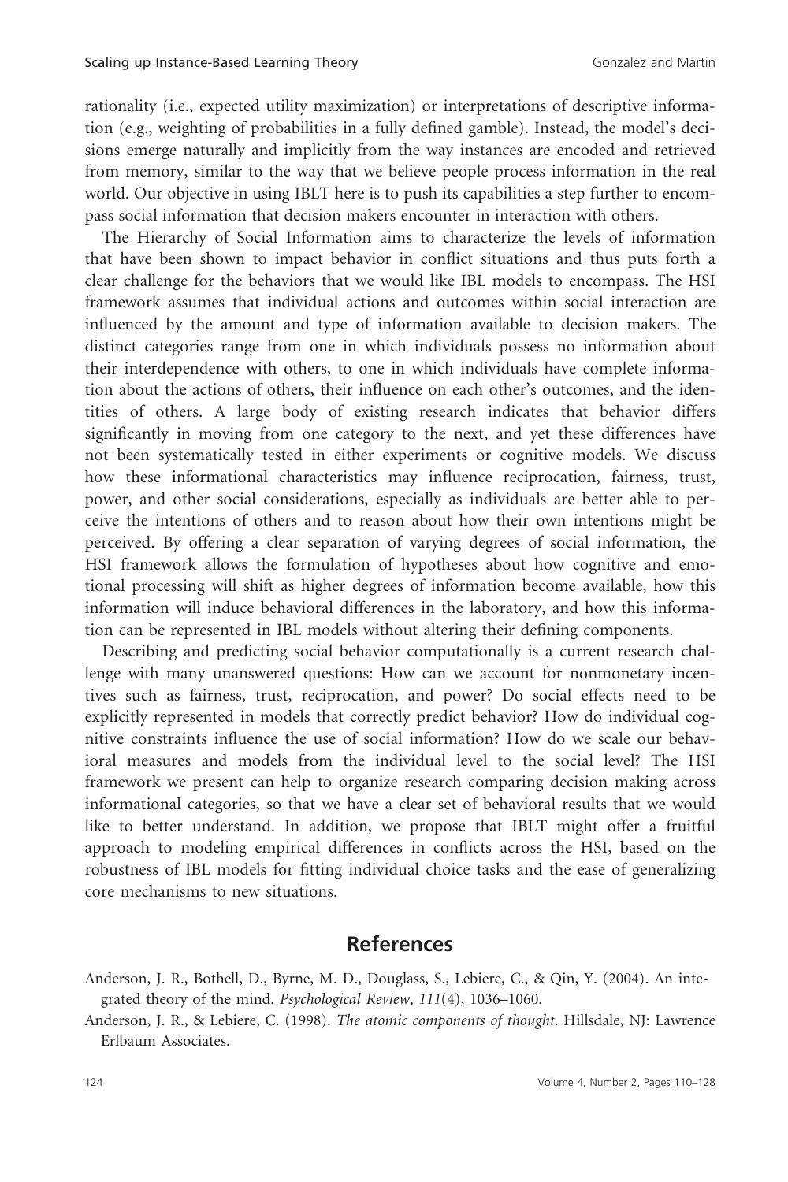rationality (i.e., expected utility maximization) or interpretations of descriptive information (e.g., weighting of probabilities in a fully defined gamble). Instead, the model's decisions emerge naturally and implicitly from the way instances are encoded and retrieved from memory, similar to the way that we believe people process information in the real world. Our objective in using IBLT here is to push its capabilities a step further to encompass social information that decision makers encounter in interaction with others.

The Hierarchy of Social Information aims to characterize the levels of information that have been shown to impact behavior in conflict situations and thus puts forth a clear challenge for the behaviors that we would like IBL models to encompass. The HSI framework assumes that individual actions and outcomes within social interaction are influenced by the amount and type of information available to decision makers. The distinct categories range from one in which individuals possess no information about their interdependence with others, to one in which individuals have complete information about the actions of others, their influence on each other's outcomes, and the identities of others. A large body of existing research indicates that behavior differs significantly in moving from one category to the next, and yet these differences have not been systematically tested in either experiments or cognitive models. We discuss how these informational characteristics may influence reciprocation, fairness, trust, power, and other social considerations, especially as individuals are better able to perceive the intentions of others and to reason about how their own intentions might be perceived. By offering a clear separation of varying degrees of social information, the HSI framework allows the formulation of hypotheses about how cognitive and emotional processing will shift as higher degrees of information become available, how this information will induce behavioral differences in the laboratory, and how this information can be represented in IBL models without altering their defining components.

Describing and predicting social behavior computationally is a current research challenge with many unanswered questions: How can we account for nonmonetary incentives such as fairness, trust, reciprocation, and power? Do social effects need to be explicitly represented in models that correctly predict behavior? How do individual cognitive constraints influence the use of social information? How do we scale our behavioral measures and models from the individual level to the social level? The HSI framework we present can help to organize research comparing decision making across informational categories, so that we have a clear set of behavioral results that we would like to better understand. In addition, we propose that IBLT might offer a fruitful approach to modeling empirical differences in conflicts across the HSI, based on the robustness of IBL models for fitting individual choice tasks and the ease of generalizing core mechanisms to new situations.

## References

Anderson, J. R., Bothell, D., Byrne, M. D., Douglass, S., Lebiere, C., & Qin, Y. (2004). An integrated theory of the mind. *Psychological Review*, *111*(4), 1036–1060.

Anderson, J. R., & Lebiere, C. (1998). *The atomic components of thought*. Hillsdale, NJ: Lawrence Erlbaum Associates.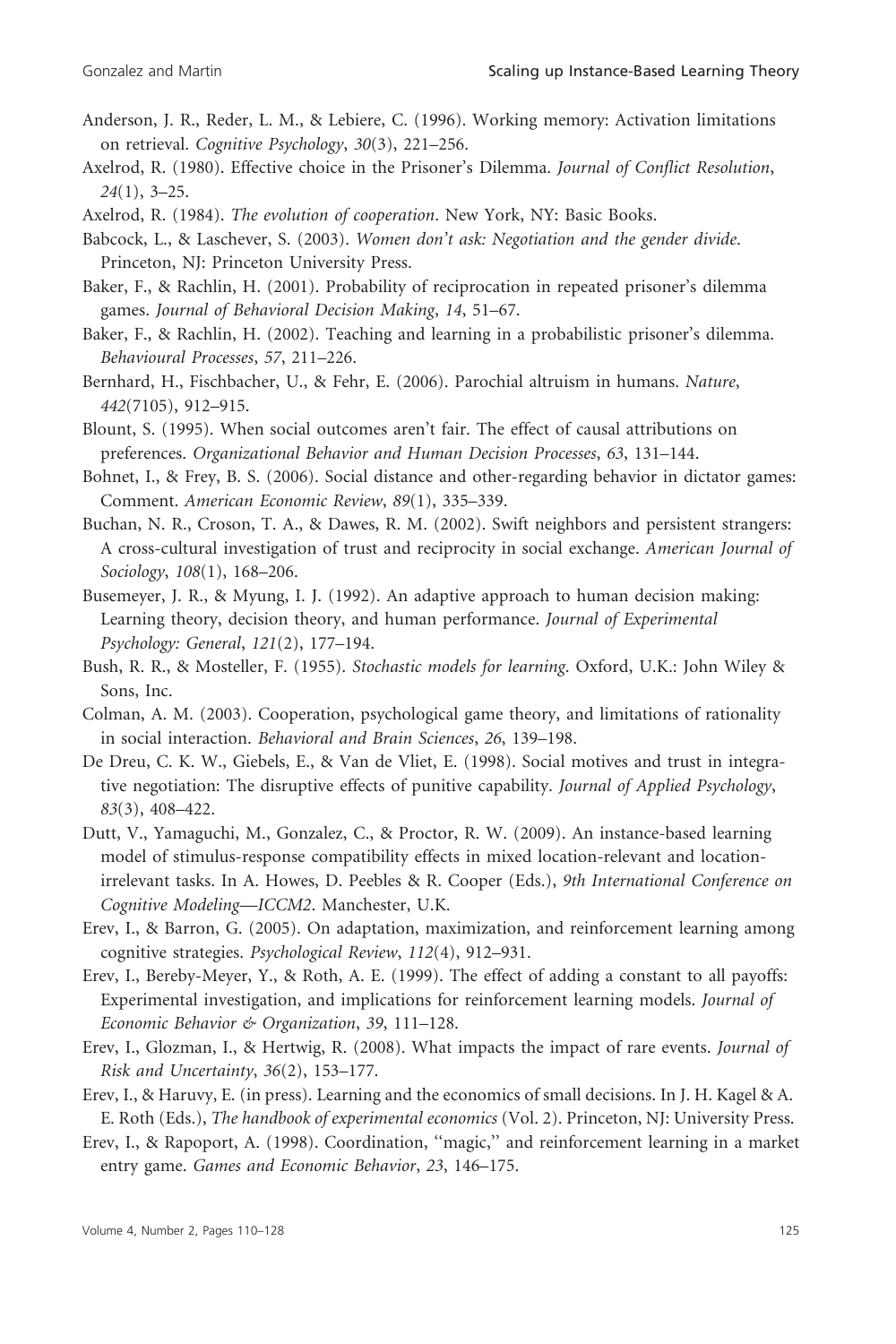Anderson, J. R., Reder, L. M., & Lebiere, C. (1996). Working memory: Activation limitations on retrieval. *Cognitive Psychology*, *30*(3), 221–256.

Axelrod, R. (1980). Effective choice in the Prisoner's Dilemma. *Journal of Conflict Resolution*, *24*(1), 3–25.

Axelrod, R. (1984). *The evolution of cooperation*. New York, NY: Basic Books.

Babcock, L., & Laschever, S. (2003). *Women don't ask: Negotiation and the gender divide*. Princeton, NJ: Princeton University Press.

Baker, F., & Rachlin, H. (2001). Probability of reciprocation in repeated prisoner's dilemma games. *Journal of Behavioral Decision Making*, *14*, 51–67.

Baker, F., & Rachlin, H. (2002). Teaching and learning in a probabilistic prisoner's dilemma. *Behavioural Processes*, *57*, 211–226.

Bernhard, H., Fischbacher, U., & Fehr, E. (2006). Parochial altruism in humans. *Nature*, *442*(7105), 912–915.

Blount, S. (1995). When social outcomes aren't fair. The effect of causal attributions on preferences. *Organizational Behavior and Human Decision Processes*, *63*, 131–144.

Bohnet, I., & Frey, B. S. (2006). Social distance and other-regarding behavior in dictator games: Comment. *American Economic Review*, *89*(1), 335–339.

Buchan, N. R., Croson, T. A., & Dawes, R. M. (2002). Swift neighbors and persistent strangers: A cross-cultural investigation of trust and reciprocity in social exchange. *American Journal of Sociology*, *108*(1), 168–206.

Busemeyer, J. R., & Myung, I. J. (1992). An adaptive approach to human decision making: Learning theory, decision theory, and human performance. *Journal of Experimental Psychology: General*, *121*(2), 177–194.

Bush, R. R., & Mosteller, F. (1955). *Stochastic models for learning*. Oxford, U.K.: John Wiley & Sons, Inc.

Colman, A. M. (2003). Cooperation, psychological game theory, and limitations of rationality in social interaction. *Behavioral and Brain Sciences*, *26*, 139–198.

De Dreu, C. K. W., Giebels, E., & Van de Vliet, E. (1998). Social motives and trust in integrative negotiation: The disruptive effects of punitive capability. *Journal of Applied Psychology*, *83*(3), 408–422.

Dutt, V., Yamaguchi, M., Gonzalez, C., & Proctor, R. W. (2009). An instance-based learning model of stimulus-response compatibility effects in mixed location-relevant and location-irrelevant tasks. In A. Howes, D. Peebles & R. Cooper (Eds.), *9th International Conference on Cognitive Modeling—ICCM2*. Manchester, U.K.

Erev, I., & Barron, G. (2005). On adaptation, maximization, and reinforcement learning among cognitive strategies. *Psychological Review*, *112*(4), 912–931.

Erev, I., Bereby-Meyer, Y., & Roth, A. E. (1999). The effect of adding a constant to all payoffs: Experimental investigation, and implications for reinforcement learning models. *Journal of Economic Behavior & Organization*, *39*, 111–128.

Erev, I., Glozman, I., & Hertwig, R. (2008). What impacts the impact of rare events. *Journal of Risk and Uncertainty*, *36*(2), 153–177.

Erev, I., & Haruvy, E. (in press). Learning and the economics of small decisions. In J. H. Kagel & A. E. Roth (Eds.), *The handbook of experimental economics* (Vol. 2). Princeton, NJ: University Press.

Erev, I., & Rapoport, A. (1998). Coordination, ''magic,'' and reinforcement learning in a market entry game. *Games and Economic Behavior*, *23*, 146–175.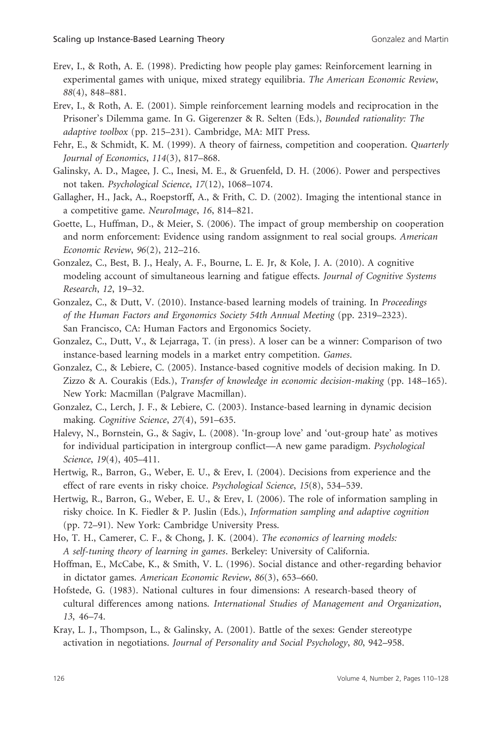Erev, I., & Roth, A. E. (1998). Predicting how people play games: Reinforcement learning in experimental games with unique, mixed strategy equilibria. *The American Economic Review*, *88*(4), 848–881.

Erev, I., & Roth, A. E. (2001). Simple reinforcement learning models and reciprocation in the Prisoner's Dilemma game. In G. Gigerenzer & R. Selten (Eds.), *Bounded rationality: The adaptive toolbox* (pp. 215–231). Cambridge, MA: MIT Press.

Fehr, E., & Schmidt, K. M. (1999). A theory of fairness, competition and cooperation. *Quarterly Journal of Economics*, *114*(3), 817–868.

Galinsky, A. D., Magee, J. C., Inesi, M. E., & Gruenfeld, D. H. (2006). Power and perspectives not taken. *Psychological Science*, *17*(12), 1068–1074.

Gallagher, H., Jack, A., Roepstorff, A., & Frith, C. D. (2002). Imaging the intentional stance in a competitive game. *NeuroImage*, *16*, 814–821.

Goette, L., Huffman, D., & Meier, S. (2006). The impact of group membership on cooperation and norm enforcement: Evidence using random assignment to real social groups. *American Economic Review*, *96*(2), 212–216.

Gonzalez, C., Best, B. J., Healy, A. F., Bourne, L. E. Jr, & Kole, J. A. (2010). A cognitive modeling account of simultaneous learning and fatigue effects. *Journal of Cognitive Systems Research*, *12*, 19–32.

Gonzalez, C., & Dutt, V. (2010). Instance-based learning models of training. In *Proceedings of the Human Factors and Ergonomics Society 54th Annual Meeting* (pp. 2319–2323). San Francisco, CA: Human Factors and Ergonomics Society.

Gonzalez, C., Dutt, V., & Lejarraga, T. (in press). A loser can be a winner: Comparison of two instance-based learning models in a market entry competition. *Games*.

Gonzalez, C., & Lebiere, C. (2005). Instance-based cognitive models of decision making. In D. Zizzo & A. Courakis (Eds.), *Transfer of knowledge in economic decision-making* (pp. 148–165). New York: Macmillan (Palgrave Macmillan).

Gonzalez, C., Lerch, J. F., & Lebiere, C. (2003). Instance-based learning in dynamic decision making. *Cognitive Science*, *27*(4), 591–635.

Halevy, N., Bornstein, G., & Sagiv, L. (2008). 'In-group love' and 'out-group hate' as motives for individual participation in intergroup conflict—A new game paradigm. *Psychological Science*, *19*(4), 405–411.

Hertwig, R., Barron, G., Weber, E. U., & Erev, I. (2004). Decisions from experience and the effect of rare events in risky choice. *Psychological Science*, *15*(8), 534–539.

Hertwig, R., Barron, G., Weber, E. U., & Erev, I. (2006). The role of information sampling in risky choice. In K. Fiedler & P. Juslin (Eds.), *Information sampling and adaptive cognition* (pp. 72–91). New York: Cambridge University Press.

Ho, T. H., Camerer, C. F., & Chong, J. K. (2004). *The economics of learning models: A self-tuning theory of learning in games*. Berkeley: University of California.

Hoffman, E., McCabe, K., & Smith, V. L. (1996). Social distance and other-regarding behavior in dictator games. *American Economic Review*, *86*(3), 653–660.

Hofstede, G. (1983). National cultures in four dimensions: A research-based theory of cultural differences among nations. *International Studies of Management and Organization*, *13*, 46–74.

Kray, L. J., Thompson, L., & Galinsky, A. (2001). Battle of the sexes: Gender stereotype activation in negotiations. *Journal of Personality and Social Psychology*, *80*, 942–958.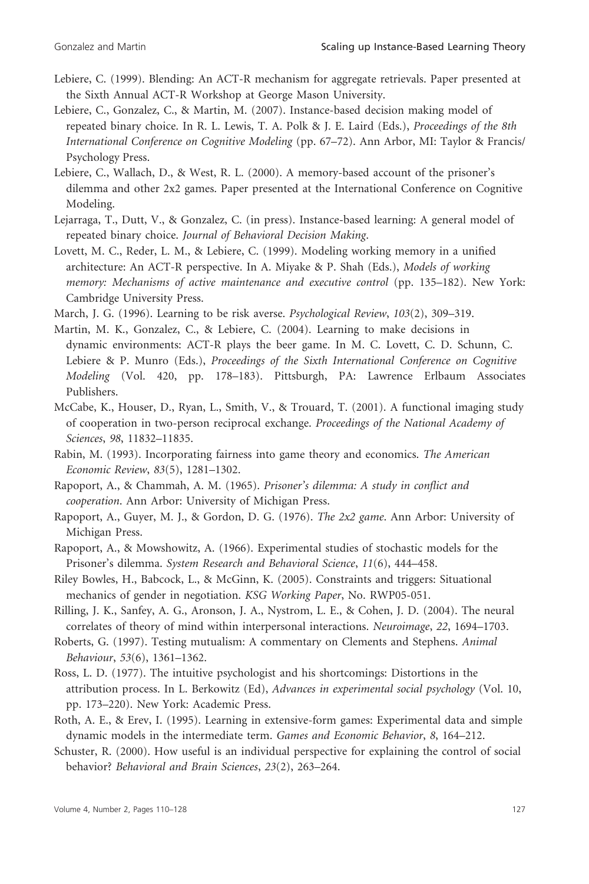Lebiere, C. (1999). Blending: An ACT-R mechanism for aggregate retrievals. Paper presented at the Sixth Annual ACT-R Workshop at George Mason University.

Lebiere, C., Gonzalez, C., & Martin, M. (2007). Instance-based decision making model of repeated binary choice. In R. L. Lewis, T. A. Polk & J. E. Laird (Eds.), *Proceedings of the 8th International Conference on Cognitive Modeling* (pp. 67–72). Ann Arbor, MI: Taylor & Francis/ Psychology Press.

Lebiere, C., Wallach, D., & West, R. L. (2000). A memory-based account of the prisoner's dilemma and other 2x2 games. Paper presented at the International Conference on Cognitive Modeling.

Lejarraga, T., Dutt, V., & Gonzalez, C. (in press). Instance-based learning: A general model of repeated binary choice. *Journal of Behavioral Decision Making*.

Lovett, M. C., Reder, L. M., & Lebiere, C. (1999). Modeling working memory in a unified architecture: An ACT-R perspective. In A. Miyake & P. Shah (Eds.), *Models of working memory: Mechanisms of active maintenance and executive control* (pp. 135–182). New York: Cambridge University Press.

March, J. G. (1996). Learning to be risk averse. *Psychological Review*, *103*(2), 309–319.

Martin, M. K., Gonzalez, C., & Lebiere, C. (2004). Learning to make decisions in dynamic environments: ACT-R plays the beer game. In M. C. Lovett, C. D. Schunn, C. Lebiere & P. Munro (Eds.), *Proceedings of the Sixth International Conference on Cognitive Modeling* (Vol. 420, pp. 178–183). Pittsburgh, PA: Lawrence Erlbaum Associates Publishers.

McCabe, K., Houser, D., Ryan, L., Smith, V., & Trouard, T. (2001). A functional imaging study of cooperation in two-person reciprocal exchange. *Proceedings of the National Academy of Sciences*, *98*, 11832–11835.

Rabin, M. (1993). Incorporating fairness into game theory and economics. *The American Economic Review*, *83*(5), 1281–1302.

Rapoport, A., & Chammah, A. M. (1965). *Prisoner's dilemma: A study in conflict and cooperation*. Ann Arbor: University of Michigan Press.

Rapoport, A., Guyer, M. J., & Gordon, D. G. (1976). *The 2x2 game*. Ann Arbor: University of Michigan Press.

Rapoport, A., & Mowshowitz, A. (1966). Experimental studies of stochastic models for the Prisoner's dilemma. *System Research and Behavioral Science*, *11*(6), 444–458.

Riley Bowles, H., Babcock, L., & McGinn, K. (2005). Constraints and triggers: Situational mechanics of gender in negotiation. *KSG Working Paper*, No. RWP05-051.

Rilling, J. K., Sanfey, A. G., Aronson, J. A., Nystrom, L. E., & Cohen, J. D. (2004). The neural correlates of theory of mind within interpersonal interactions. *Neuroimage*, *22*, 1694–1703.

Roberts, G. (1997). Testing mutualism: A commentary on Clements and Stephens. *Animal Behaviour*, *53*(6), 1361–1362.

Ross, L. D. (1977). The intuitive psychologist and his shortcomings: Distortions in the attribution process. In L. Berkowitz (Ed), *Advances in experimental social psychology* (Vol. 10, pp. 173–220). New York: Academic Press.

Roth, A. E., & Erev, I. (1995). Learning in extensive-form games: Experimental data and simple dynamic models in the intermediate term. *Games and Economic Behavior*, *8*, 164–212.

Schuster, R. (2000). How useful is an individual perspective for explaining the control of social behavior? *Behavioral and Brain Sciences*, *23*(2), 263–264.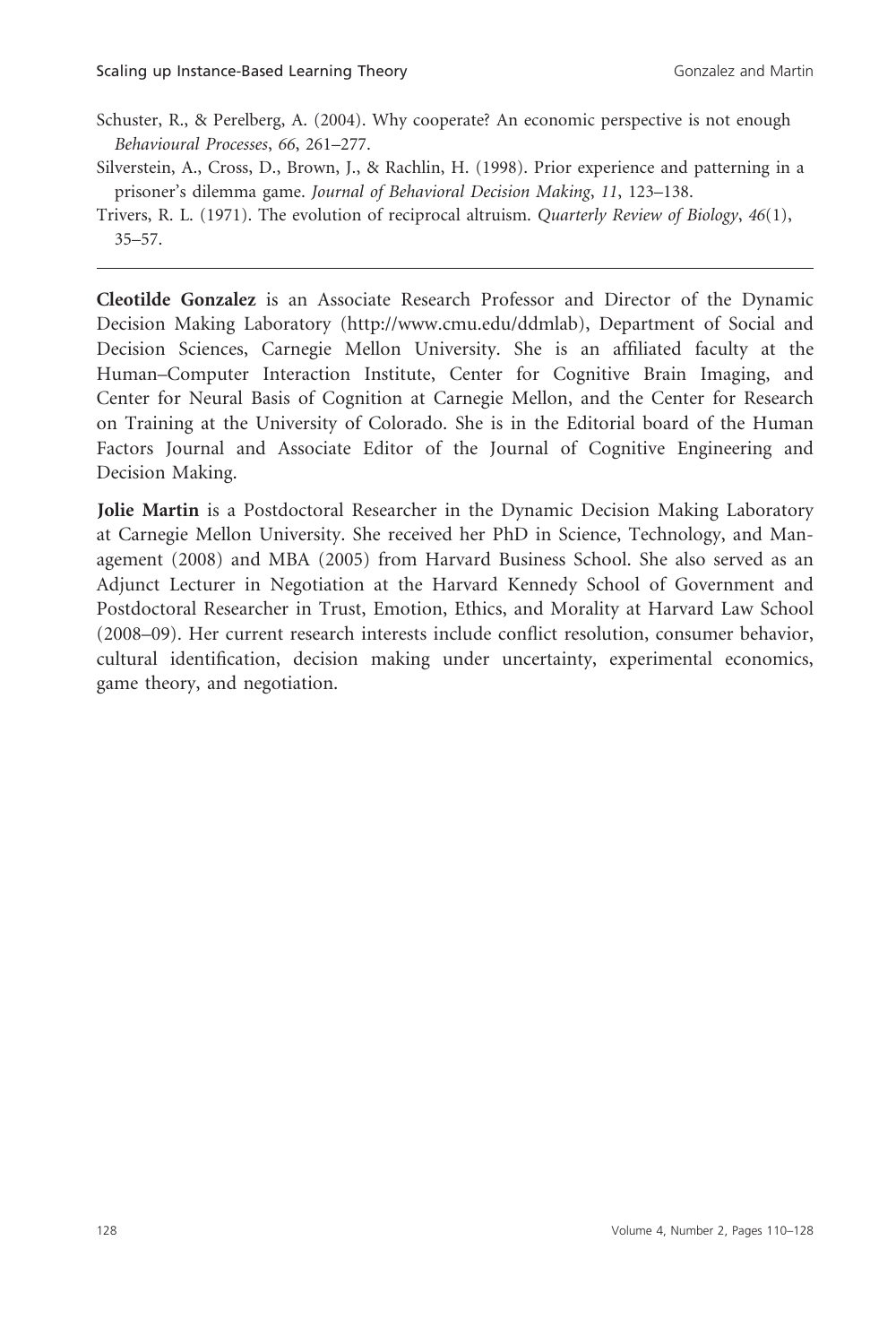Schuster, R., & Perelberg, A. (2004). Why cooperate? An economic perspective is not enough *Behavioural Processes*, *66*, 261–277.

Silverstein, A., Cross, D., Brown, J., & Rachlin, H. (1998). Prior experience and patterning in a prisoner's dilemma game. *Journal of Behavioral Decision Making*, *11*, 123–138.

Trivers, R. L. (1971). The evolution of reciprocal altruism. *Quarterly Review of Biology*, *46*(1), 35–57.

---

**Cleotilde Gonzalez** is an Associate Research Professor and Director of the Dynamic Decision Making Laboratory (http://www.cmu.edu/ddmlab), Department of Social and Decision Sciences, Carnegie Mellon University. She is an affiliated faculty at the Human–Computer Interaction Institute, Center for Cognitive Brain Imaging, and Center for Neural Basis of Cognition at Carnegie Mellon, and the Center for Research on Training at the University of Colorado. She is in the Editorial board of the Human Factors Journal and Associate Editor of the Journal of Cognitive Engineering and Decision Making.

**Jolie Martin** is a Postdoctoral Researcher in the Dynamic Decision Making Laboratory at Carnegie Mellon University. She received her PhD in Science, Technology, and Management (2008) and MBA (2005) from Harvard Business School. She also served as an Adjunct Lecturer in Negotiation at the Harvard Kennedy School of Government and Postdoctoral Researcher in Trust, Emotion, Ethics, and Morality at Harvard Law School (2008–09). Her current research interests include conflict resolution, consumer behavior, cultural identification, decision making under uncertainty, experimental economics, game theory, and negotiation.